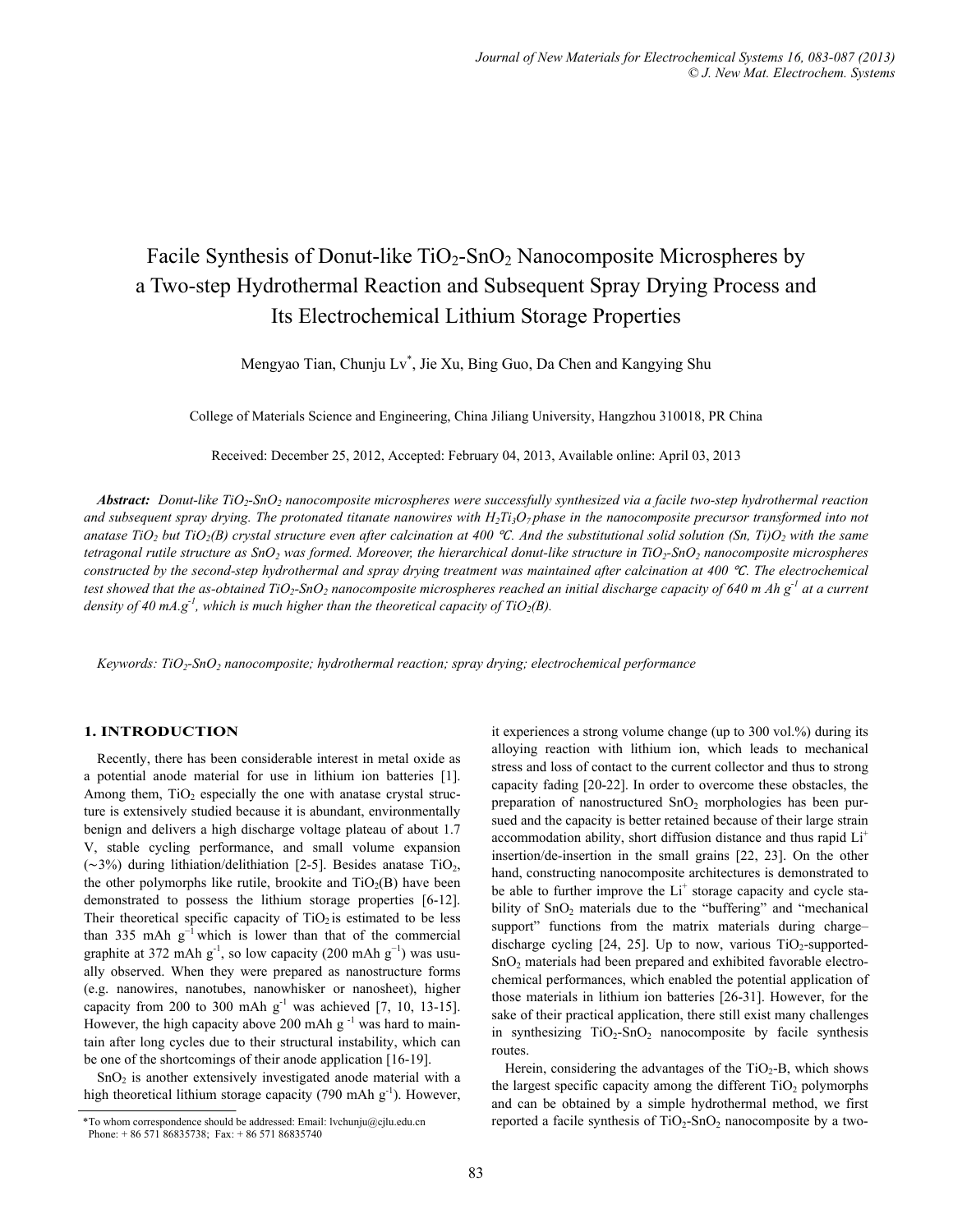# Facile Synthesis of Donut-like $TiO_2$-$SnO_2$ Nanocomposite Microspheres by a Two-step Hydrothermal Reaction and Subsequent Spray Drying Process and Its Electrochemical Lithium Storage Properties

Mengyao Tian, Chunju Lv*, Jie Xu, Bing Guo, Da Chen and Kangying Shu

College of Materials Science and Engineering, China Jiliang University, Hangzhou 310018, PR China

Received: December 25, 2012, Accepted: February 04, 2013, Available online: April 03, 2013

***Abstract:*** *Donut-like $TiO_2$-$SnO_2$ nanocomposite microspheres were successfully synthesized via a facile two-step hydrothermal reaction and subsequent spray drying. The protonated titanate nanowires with $H_2Ti_3O_7$ phase in the nanocomposite precursor transformed into not anatase $TiO_2$ but $TiO_2$(B) crystal structure even after calcination at 400 ℃. And the substitutional solid solution (Sn, Ti)$O_2$ with the same tetragonal rutile structure as $SnO_2$ was formed. Moreover, the hierarchical donut-like structure in $TiO_2$-$SnO_2$ nanocomposite microspheres constructed by the second-step hydrothermal and spray drying treatment was maintained after calcination at 400 ℃. The electrochemical test showed that the as-obtained $TiO_2$-$SnO_2$ nanocomposite microspheres reached an initial discharge capacity of 640 m Ah $g^{-1}$ at a current density of 40 mA.$g^{-1}$, which is much higher than the theoretical capacity of $TiO_2$(B).*

*Keywords: $TiO_2$-$SnO_2$ nanocomposite; hydrothermal reaction; spray drying; electrochemical performance*

## 1. INTRODUCTION

Recently, there has been considerable interest in metal oxide as a potential anode material for use in lithium ion batteries [1]. Among them, $TiO_2$ especially the one with anatase crystal structure is extensively studied because it is abundant, environmentally benign and delivers a high discharge voltage plateau of about 1.7 V, stable cycling performance, and small volume expansion (~3%) during lithiation/delithiation [2-5]. Besides anatase $TiO_2$, the other polymorphs like rutile, brookite and $TiO_2$(B) have been demonstrated to possess the lithium storage properties [6-12]. Their theoretical specific capacity of $TiO_2$ is estimated to be less than 335 mAh $g^{-1}$ which is lower than that of the commercial graphite at 372 mAh $g^{-1}$, so low capacity (200 mAh $g^{-1}$) was usually observed. When they were prepared as nanostructure forms (e.g. nanowires, nanotubes, nanowhisker or nanosheet), higher capacity from 200 to 300 mAh $g^{-1}$ was achieved [7, 10, 13-15]. However, the high capacity above 200 mAh $g^{-1}$ was hard to maintain after long cycles due to their structural instability, which can be one of the shortcomings of their anode application [16-19].

$SnO_2$ is another extensively investigated anode material with a high theoretical lithium storage capacity (790 mAh $g^{-1}$). However, it experiences a strong volume change (up to 300 vol.%) during its alloying reaction with lithium ion, which leads to mechanical stress and loss of contact to the current collector and thus to strong capacity fading [20-22]. In order to overcome these obstacles, the preparation of nanostructured $SnO_2$ morphologies has been pursued and the capacity is better retained because of their large strain accommodation ability, short diffusion distance and thus rapid $Li^+$ insertion/de-insertion in the small grains [22, 23]. On the other hand, constructing nanocomposite architectures is demonstrated to be able to further improve the $Li^+$ storage capacity and cycle stability of $SnO_2$ materials due to the "buffering" and "mechanical support" functions from the matrix materials during charge–discharge cycling [24, 25]. Up to now, various $TiO_2$-supported-$SnO_2$ materials had been prepared and exhibited favorable electrochemical performances, which enabled the potential application of those materials in lithium ion batteries [26-31]. However, for the sake of their practical application, there still exist many challenges in synthesizing $TiO_2$-$SnO_2$ nanocomposite by facile synthesis routes.

Herein, considering the advantages of the $TiO_2$-B, which shows the largest specific capacity among the different $TiO_2$ polymorphs and can be obtained by a simple hydrothermal method, we first reported a facile synthesis of $TiO_2$-$SnO_2$ nanocomposite by a two-

*To whom correspondence should be addressed: Email: lvchunju@cjlu.edu.cn
Phone: + 86 571 86835738; Fax: + 86 571 86835740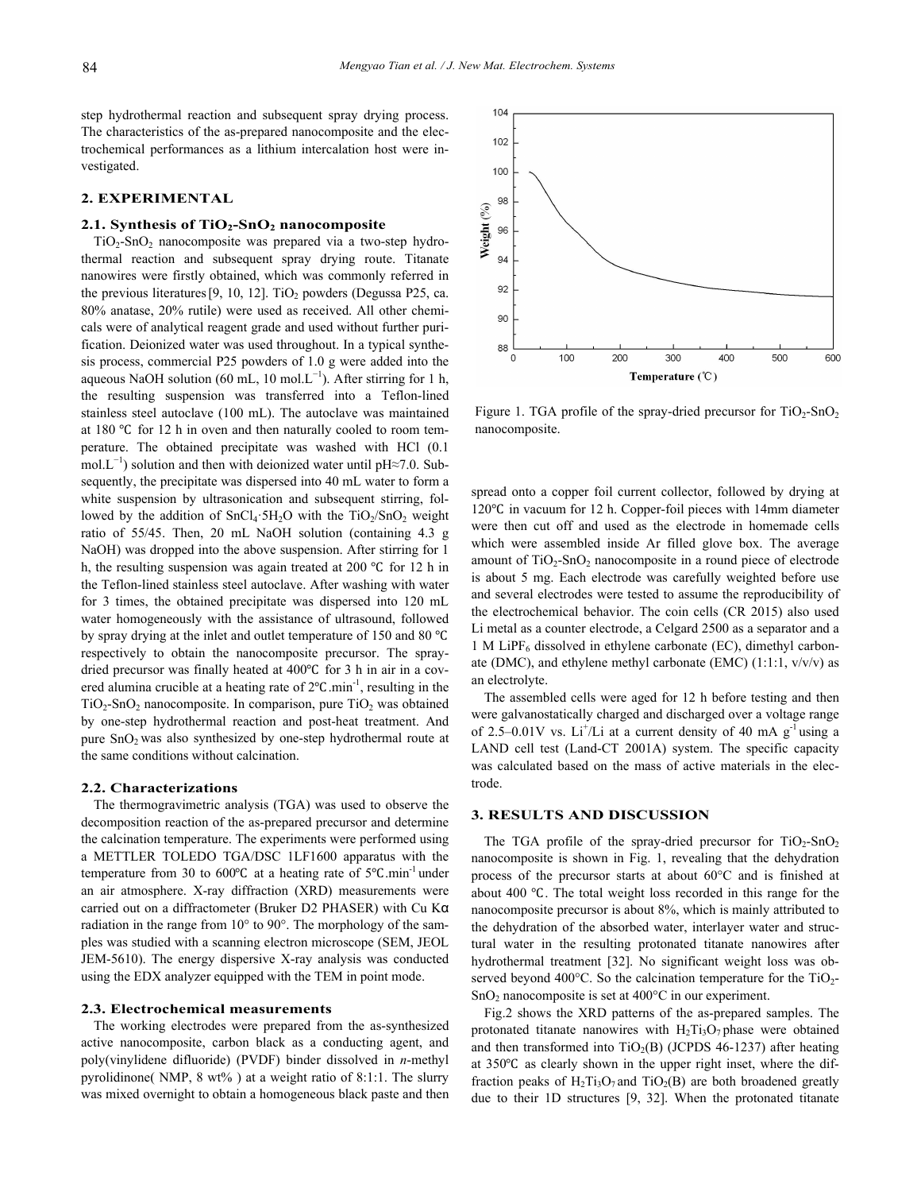step hydrothermal reaction and subsequent spray drying process. The characteristics of the as-prepared nanocomposite and the electrochemical performances as a lithium intercalation host were investigated.

## 2. EXPERIMENTAL

### 2.1. Synthesis of $TiO_2$-$SnO_2$ nanocomposite

$TiO_2$-$SnO_2$ nanocomposite was prepared via a two-step hydrothermal reaction and subsequent spray drying route. Titanate nanowires were firstly obtained, which was commonly referred in the previous literatures [9, 10, 12]. $TiO_2$ powders (Degussa P25, ca. 80% anatase, 20% rutile) were used as received. All other chemicals were of analytical reagent grade and used without further purification. Deionized water was used throughout. In a typical synthesis process, commercial P25 powders of 1.0 g were added into the aqueous NaOH solution (60 mL, 10 mol.L$^{-1}$). After stirring for 1 h, the resulting suspension was transferred into a Teflon-lined stainless steel autoclave (100 mL). The autoclave was maintained at 180 ℃ for 12 h in oven and then naturally cooled to room temperature. The obtained precipitate was washed with HCl (0.1 mol.L$^{-1}$) solution and then with deionized water until pH≈7.0. Subsequently, the precipitate was dispersed into 40 mL water to form a white suspension by ultrasonication and subsequent stirring, followed by the addition of $SnCl_4 \cdot 5H_2O$ with the $TiO_2$/$SnO_2$ weight ratio of 55/45. Then, 20 mL NaOH solution (containing 4.3 g NaOH) was dropped into the above suspension. After stirring for 1 h, the resulting suspension was again treated at 200 ℃ for 12 h in the Teflon-lined stainless steel autoclave. After washing with water for 3 times, the obtained precipitate was dispersed into 120 mL water homogeneously with the assistance of ultrasound, followed by spray drying at the inlet and outlet temperature of 150 and 80 ℃ respectively to obtain the nanocomposite precursor. The spray-dried precursor was finally heated at 400℃ for 3 h in air in a covered alumina crucible at a heating rate of 2℃.min$^{-1}$, resulting in the $TiO_2$-$SnO_2$ nanocomposite. In comparison, pure $TiO_2$ was obtained by one-step hydrothermal reaction and post-heat treatment. And pure $SnO_2$ was also synthesized by one-step hydrothermal route at the same conditions without calcination.

### 2.2. Characterizations

The thermogravimetric analysis (TGA) was used to observe the decomposition reaction of the as-prepared precursor and determine the calcination temperature. The experiments were performed using a METTLER TOLEDO TGA/DSC 1LF1600 apparatus with the temperature from 30 to 600℃ at a heating rate of 5℃.min$^{-1}$ under an air atmosphere. X-ray diffraction (XRD) measurements were carried out on a diffractometer (Bruker D2 PHASER) with Cu Kα radiation in the range from 10° to 90°. The morphology of the samples was studied with a scanning electron microscope (SEM, JEOL JEM-5610). The energy dispersive X-ray analysis was conducted using the EDX analyzer equipped with the TEM in point mode.

### 2.3. Electrochemical measurements

The working electrodes were prepared from the as-synthesized active nanocomposite, carbon black as a conducting agent, and poly(vinylidene difluoride) (PVDF) binder dissolved in *n*-methyl pyrolidinone( NMP, 8 wt% ) at a weight ratio of 8:1:1. The slurry was mixed overnight to obtain a homogeneous black paste and then spread onto a copper foil current collector, followed by drying at 120℃ in vacuum for 12 h. Copper-foil pieces with 14mm diameter were then cut off and used as the electrode in homemade cells which were assembled inside Ar filled glove box. The average amount of $TiO_2$-$SnO_2$ nanocomposite in a round piece of electrode is about 5 mg. Each electrode was carefully weighted before use and several electrodes were tested to assume the reproducibility of the electrochemical behavior. The coin cells (CR 2015) also used Li metal as a counter electrode, a Celgard 2500 as a separator and a 1 M $LiPF_6$ dissolved in ethylene carbonate (EC), dimethyl carbonate (DMC), and ethylene methyl carbonate (EMC) (1:1:1, v/v/v) as an electrolyte.

The assembled cells were aged for 12 h before testing and then were galvanostatically charged and discharged over a voltage range of 2.5–0.01V vs. $Li^+$/Li at a current density of 40 mA g$^{-1}$ using a LAND cell test (Land-CT 2001A) system. The specific capacity was calculated based on the mass of active materials in the electrode.

Figure 1. TGA profile of the spray-dried precursor for $TiO_2$-$SnO_2$ nanocomposite.

## 3. RESULTS AND DISCUSSION

The TGA profile of the spray-dried precursor for $TiO_2$-$SnO_2$ nanocomposite is shown in Fig. 1, revealing that the dehydration process of the precursor starts at about 60°C and is finished at about 400 ℃. The total weight loss recorded in this range for the nanocomposite precursor is about 8%, which is mainly attributed to the dehydration of the absorbed water, interlayer water and structural water in the resulting protonated titanate nanowires after hydrothermal treatment [32]. No significant weight loss was observed beyond 400°C. So the calcination temperature for the $TiO_2$-$SnO_2$ nanocomposite is set at 400°C in our experiment.

Fig.2 shows the XRD patterns of the as-prepared samples. The protonated titanate nanowires with $H_2Ti_3O_7$ phase were obtained and then transformed into $TiO_2$(B) (JCPDS 46-1237) after heating at 350℃ as clearly shown in the upper right inset, where the diffraction peaks of $H_2Ti_3O_7$ and $TiO_2$(B) are both broadened greatly due to their 1D structures [9, 32]. When the protonated titanate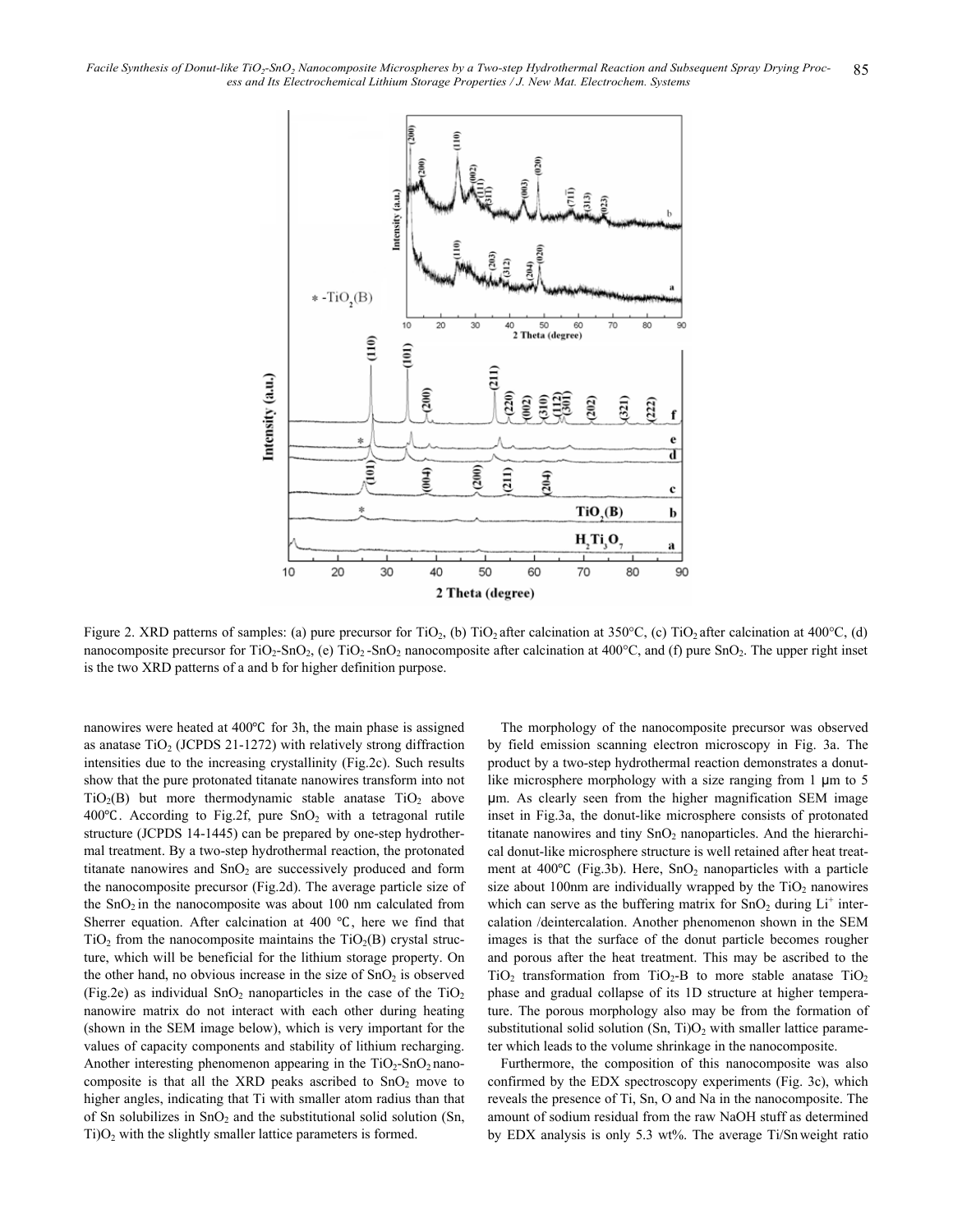* -$TiO_2$(B)

(200)
(200)
(110)
(002)
(111)
(311)
(003)
(020)
(71̄1)
(313)
(023)
b

(110)
(203)
(312)
(204)
(020)
a

Intensity (a.u.)

10 20 30 40 50 60 70 80 90

2 Theta (degree)

(110)
(101)
(200)
(211)
(220)
(002)
(310)
(112)
(301)
(202)
(321)
(222)
f
e
d
(101)
(004)
(200)
(211)
(204)
c
$TiO_2$(B) b
$H_2Ti_3O_7$ a

Intensity (a.u.)

10 20 30 40 50 60 70 80 90

2 Theta (degree)

Figure 2. XRD patterns of samples: (a) pure precursor for $TiO_2$, (b) $TiO_2$ after calcination at 350°C, (c) $TiO_2$ after calcination at 400°C, (d) nanocomposite precursor for $TiO_2$-$SnO_2$, (e) $TiO_2$ -$SnO_2$ nanocomposite after calcination at 400°C, and (f) pure $SnO_2$. The upper right inset is the two XRD patterns of a and b for higher definition purpose.

nanowires were heated at 400℃ for 3h, the main phase is assigned as anatase $TiO_2$ (JCPDS 21-1272) with relatively strong diffraction intensities due to the increasing crystallinity (Fig.2c). Such results show that the pure protonated titanate nanowires transform into not $TiO_2$(B) but more thermodynamic stable anatase $TiO_2$ above 400℃. According to Fig.2f, pure $SnO_2$ with a tetragonal rutile structure (JCPDS 14-1445) can be prepared by one-step hydrothermal treatment. By a two-step hydrothermal reaction, the protonated titanate nanowires and $SnO_2$ are successively produced and form the nanocomposite precursor (Fig.2d). The average particle size of the $SnO_2$ in the nanocomposite was about 100 nm calculated from Sherrer equation. After calcination at 400 ℃, here we find that $TiO_2$ from the nanocomposite maintains the $TiO_2$(B) crystal structure, which will be beneficial for the lithium storage property. On the other hand, no obvious increase in the size of $SnO_2$ is observed (Fig.2e) as individual $SnO_2$ nanoparticles in the case of the $TiO_2$ nanowire matrix do not interact with each other during heating (shown in the SEM image below), which is very important for the values of capacity components and stability of lithium recharging. Another interesting phenomenon appearing in the $TiO_2$-$SnO_2$ nanocomposite is that all the XRD peaks ascribed to $SnO_2$ move to higher angles, indicating that Ti with smaller atom radius than that of Sn solubilizes in $SnO_2$ and the substitutional solid solution (Sn, Ti)$O_2$ with the slightly smaller lattice parameters is formed.

The morphology of the nanocomposite precursor was observed by field emission scanning electron microscopy in Fig. 3a. The product by a two-step hydrothermal reaction demonstrates a donut-like microsphere morphology with a size ranging from 1 μm to 5 μm. As clearly seen from the higher magnification SEM image inset in Fig.3a, the donut-like microsphere consists of protonated titanate nanowires and tiny $SnO_2$ nanoparticles. And the hierarchical donut-like microsphere structure is well retained after heat treatment at 400℃ (Fig.3b). Here, $SnO_2$ nanoparticles with a particle size about 100nm are individually wrapped by the $TiO_2$ nanowires which can serve as the buffering matrix for $SnO_2$ during $Li^+$ intercalation /deintercalation. Another phenomenon shown in the SEM images is that the surface of the donut particle becomes rougher and porous after the heat treatment. This may be ascribed to the $TiO_2$ transformation from $TiO_2$-B to more stable anatase $TiO_2$ phase and gradual collapse of its 1D structure at higher temperature. The porous morphology also may be from the formation of substitutional solid solution (Sn, Ti)$O_2$ with smaller lattice parameter which leads to the volume shrinkage in the nanocomposite.

Furthermore, the composition of this nanocomposite was also confirmed by the EDX spectroscopy experiments (Fig. 3c), which reveals the presence of Ti, Sn, O and Na in the nanocomposite. The amount of sodium residual from the raw NaOH stuff as determined by EDX analysis is only 5.3 wt%. The average Ti/Sn weight ratio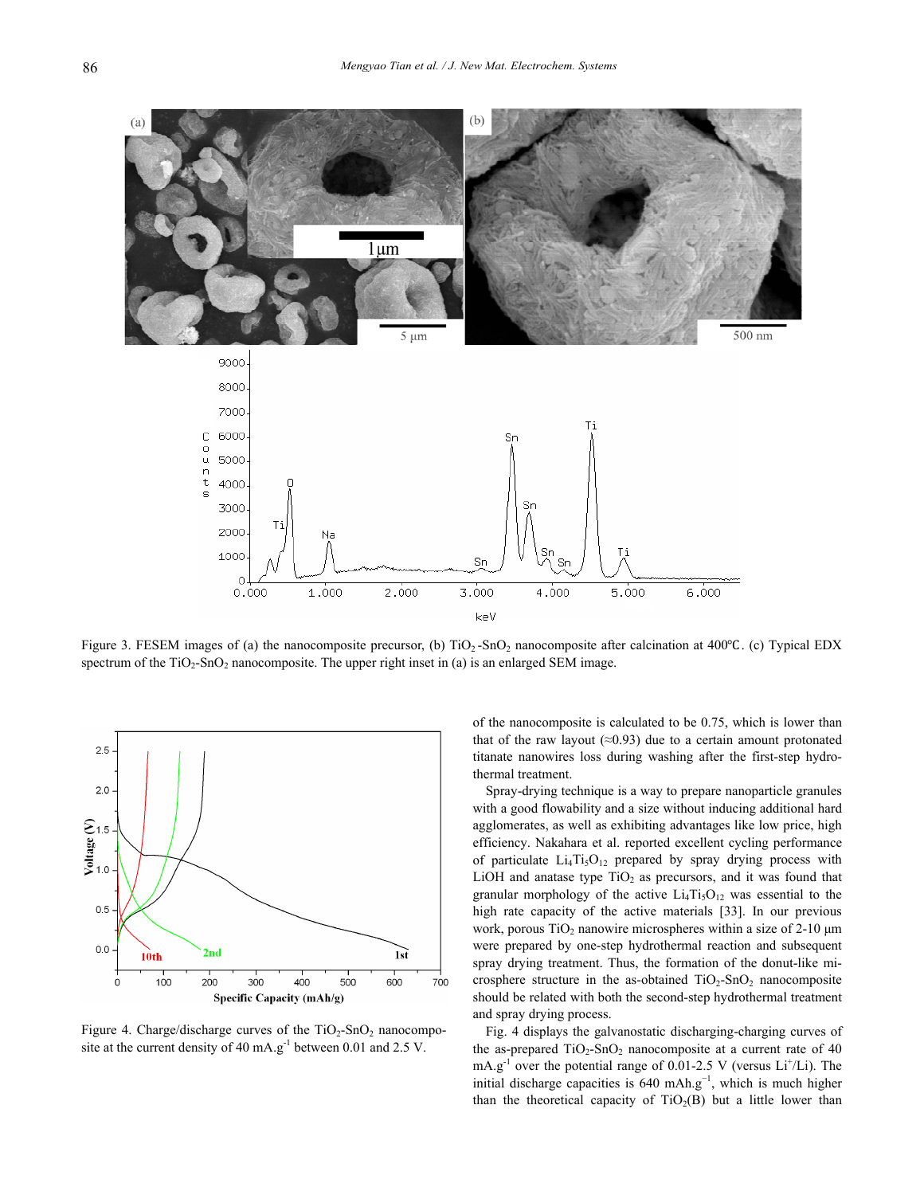(a)

1 μm

5 μm

(b)

500 nm

Counts

9000
8000
7000
6000
5000
4000
3000
2000
1000
0

O
Ti
Na
Sn
Sn
Sn
Sn
Sn
Ti
Ti

0.000 1.000 2.000 3.000 4.000 5.000 6.000

keV

Figure 3. FESEM images of (a) the nanocomposite precursor, (b) $TiO_2$-$SnO_2$ nanocomposite after calcination at 400℃. (c) Typical EDX spectrum of the $TiO_2$-$SnO_2$ nanocomposite. The upper right inset in (a) is an enlarged SEM image.

Voltage (V)

2.5
2.0
1.5
1.0
0.5
0.0

10th
2nd
1st

0 100 200 300 400 500 600 700

Specific Capacity (mAh/g)

Figure 4. Charge/discharge curves of the $TiO_2$-$SnO_2$ nanocomposite at the current density of 40 $mA.g^{-1}$ between 0.01 and 2.5 V.

of the nanocomposite is calculated to be 0.75, which is lower than that of the raw layout (≈0.93) due to a certain amount protonated titanate nanowires loss during washing after the first-step hydrothermal treatment.

Spray-drying technique is a way to prepare nanoparticle granules with a good flowability and a size without inducing additional hard agglomerates, as well as exhibiting advantages like low price, high efficiency. Nakahara et al. reported excellent cycling performance of particulate $Li_4Ti_5O_{12}$ prepared by spray drying process with LiOH and anatase type $TiO_2$ as precursors, and it was found that granular morphology of the active $Li_4Ti_5O_{12}$ was essential to the high rate capacity of the active materials [33]. In our previous work, porous $TiO_2$ nanowire microspheres within a size of 2-10 μm were prepared by one-step hydrothermal reaction and subsequent spray drying treatment. Thus, the formation of the donut-like microsphere structure in the as-obtained $TiO_2$-$SnO_2$ nanocomposite should be related with both the second-step hydrothermal treatment and spray drying process.

Fig. 4 displays the galvanostatic discharging-charging curves of the as-prepared $TiO_2$-$SnO_2$ nanocomposite at a current rate of 40 $mA.g^{-1}$ over the potential range of 0.01-2.5 V (versus $Li^+$/Li). The initial discharge capacities is 640 $mAh.g^{-1}$, which is much higher than the theoretical capacity of $TiO_2$(B) but a little lower than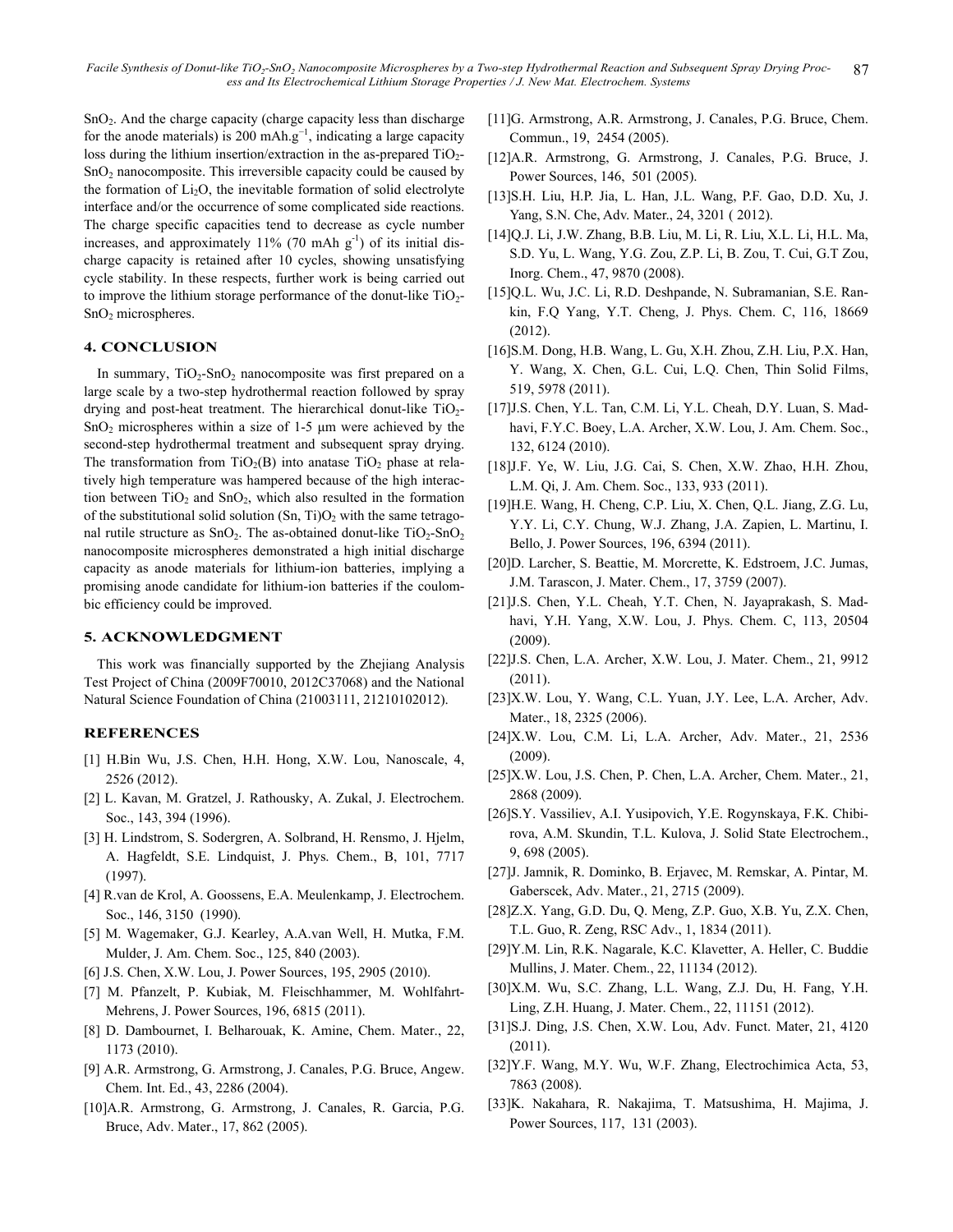$SnO_2$. And the charge capacity (charge capacity less than discharge for the anode materials) is 200 mAh.g$^{-1}$, indicating a large capacity loss during the lithium insertion/extraction in the as-prepared $TiO_2$-$SnO_2$ nanocomposite. This irreversible capacity could be caused by the formation of $Li_2O$, the inevitable formation of solid electrolyte interface and/or the occurrence of some complicated side reactions. The charge specific capacities tend to decrease as cycle number increases, and approximately 11% (70 mAh g$^{-1}$) of its initial discharge capacity is retained after 10 cycles, showing unsatisfying cycle stability. In these respects, further work is being carried out to improve the lithium storage performance of the donut-like $TiO_2$-$SnO_2$ microspheres.

## 4. CONCLUSION

In summary, $TiO_2$-$SnO_2$ nanocomposite was first prepared on a large scale by a two-step hydrothermal reaction followed by spray drying and post-heat treatment. The hierarchical donut-like $TiO_2$-$SnO_2$ microspheres within a size of 1-5 μm were achieved by the second-step hydrothermal treatment and subsequent spray drying. The transformation from $TiO_2$(B) into anatase $TiO_2$ phase at relatively high temperature was hampered because of the high interaction between $TiO_2$ and $SnO_2$, which also resulted in the formation of the substitutional solid solution $(Sn, Ti)O_2$ with the same tetragonal rutile structure as $SnO_2$. The as-obtained donut-like $TiO_2$-$SnO_2$ nanocomposite microspheres demonstrated a high initial discharge capacity as anode materials for lithium-ion batteries, implying a promising anode candidate for lithium-ion batteries if the coulombic efficiency could be improved.

## 5. ACKNOWLEDGMENT

This work was financially supported by the Zhejiang Analysis Test Project of China (2009F70010, 2012C37068) and the National Natural Science Foundation of China (21003111, 21210102012).

## REFERENCES

[1] H.Bin Wu, J.S. Chen, H.H. Hong, X.W. Lou, Nanoscale, 4, 2526 (2012).

[2] L. Kavan, M. Gratzel, J. Rathousky, A. Zukal, J. Electrochem. Soc., 143, 394 (1996).

[3] H. Lindstrom, S. Sodergren, A. Solbrand, H. Rensmo, J. Hjelm, A. Hagfeldt, S.E. Lindquist, J. Phys. Chem., B, 101, 7717 (1997).

[4] R.van de Krol, A. Goossens, E.A. Meulenkamp, J. Electrochem. Soc., 146, 3150 (1990).

[5] M. Wagemaker, G.J. Kearley, A.A.van Well, H. Mutka, F.M. Mulder, J. Am. Chem. Soc., 125, 840 (2003).

[6] J.S. Chen, X.W. Lou, J. Power Sources, 195, 2905 (2010).

[7] M. Pfanzelt, P. Kubiak, M. Fleischhammer, M. Wohlfahrt-Mehrens, J. Power Sources, 196, 6815 (2011).

[8] D. Dambournet, I. Belharouak, K. Amine, Chem. Mater., 22, 1173 (2010).

[9] A.R. Armstrong, G. Armstrong, J. Canales, P.G. Bruce, Angew. Chem. Int. Ed., 43, 2286 (2004).

[10]A.R. Armstrong, G. Armstrong, J. Canales, R. Garcia, P.G. Bruce, Adv. Mater., 17, 862 (2005).

[11]G. Armstrong, A.R. Armstrong, J. Canales, P.G. Bruce, Chem. Commun., 19, 2454 (2005).

[12]A.R. Armstrong, G. Armstrong, J. Canales, P.G. Bruce, J. Power Sources, 146, 501 (2005).

[13]S.H. Liu, H.P. Jia, L. Han, J.L. Wang, P.F. Gao, D.D. Xu, J. Yang, S.N. Che, Adv. Mater., 24, 3201 ( 2012).

[14]Q.J. Li, J.W. Zhang, B.B. Liu, M. Li, R. Liu, X.L. Li, H.L. Ma, S.D. Yu, L. Wang, Y.G. Zou, Z.P. Li, B. Zou, T. Cui, G.T Zou, Inorg. Chem., 47, 9870 (2008).

[15]Q.L. Wu, J.C. Li, R.D. Deshpande, N. Subramanian, S.E. Rankin, F.Q Yang, Y.T. Cheng, J. Phys. Chem. C, 116, 18669 (2012).

[16]S.M. Dong, H.B. Wang, L. Gu, X.H. Zhou, Z.H. Liu, P.X. Han, Y. Wang, X. Chen, G.L. Cui, L.Q. Chen, Thin Solid Films, 519, 5978 (2011).

[17]J.S. Chen, Y.L. Tan, C.M. Li, Y.L. Cheah, D.Y. Luan, S. Madhavi, F.Y.C. Boey, L.A. Archer, X.W. Lou, J. Am. Chem. Soc., 132, 6124 (2010).

[18]J.F. Ye, W. Liu, J.G. Cai, S. Chen, X.W. Zhao, H.H. Zhou, L.M. Qi, J. Am. Chem. Soc., 133, 933 (2011).

[19]H.E. Wang, H. Cheng, C.P. Liu, X. Chen, Q.L. Jiang, Z.G. Lu, Y.Y. Li, C.Y. Chung, W.J. Zhang, J.A. Zapien, L. Martinu, I. Bello, J. Power Sources, 196, 6394 (2011).

[20]D. Larcher, S. Beattie, M. Morcrette, K. Edstroem, J.C. Jumas, J.M. Tarascon, J. Mater. Chem., 17, 3759 (2007).

[21]J.S. Chen, Y.L. Cheah, Y.T. Chen, N. Jayaprakash, S. Madhavi, Y.H. Yang, X.W. Lou, J. Phys. Chem. C, 113, 20504 (2009).

[22]J.S. Chen, L.A. Archer, X.W. Lou, J. Mater. Chem., 21, 9912 (2011).

[23]X.W. Lou, Y. Wang, C.L. Yuan, J.Y. Lee, L.A. Archer, Adv. Mater., 18, 2325 (2006).

[24]X.W. Lou, C.M. Li, L.A. Archer, Adv. Mater., 21, 2536 (2009).

[25]X.W. Lou, J.S. Chen, P. Chen, L.A. Archer, Chem. Mater., 21, 2868 (2009).

[26]S.Y. Vassiliev, A.I. Yusipovich, Y.E. Rogynskaya, F.K. Chibirova, A.M. Skundin, T.L. Kulova, J. Solid State Electrochem., 9, 698 (2005).

[27]J. Jamnik, R. Dominko, B. Erjavec, M. Remskar, A. Pintar, M. Gaberscek, Adv. Mater., 21, 2715 (2009).

[28]Z.X. Yang, G.D. Du, Q. Meng, Z.P. Guo, X.B. Yu, Z.X. Chen, T.L. Guo, R. Zeng, RSC Adv., 1, 1834 (2011).

[29]Y.M. Lin, R.K. Nagarale, K.C. Klavetter, A. Heller, C. Buddie Mullins, J. Mater. Chem., 22, 11134 (2012).

[30]X.M. Wu, S.C. Zhang, L.L. Wang, Z.J. Du, H. Fang, Y.H. Ling, Z.H. Huang, J. Mater. Chem., 22, 11151 (2012).

[31]S.J. Ding, J.S. Chen, X.W. Lou, Adv. Funct. Mater, 21, 4120 (2011).

[32]Y.F. Wang, M.Y. Wu, W.F. Zhang, Electrochimica Acta, 53, 7863 (2008).

[33]K. Nakahara, R. Nakajima, T. Matsushima, H. Majima, J. Power Sources, 117, 131 (2003).